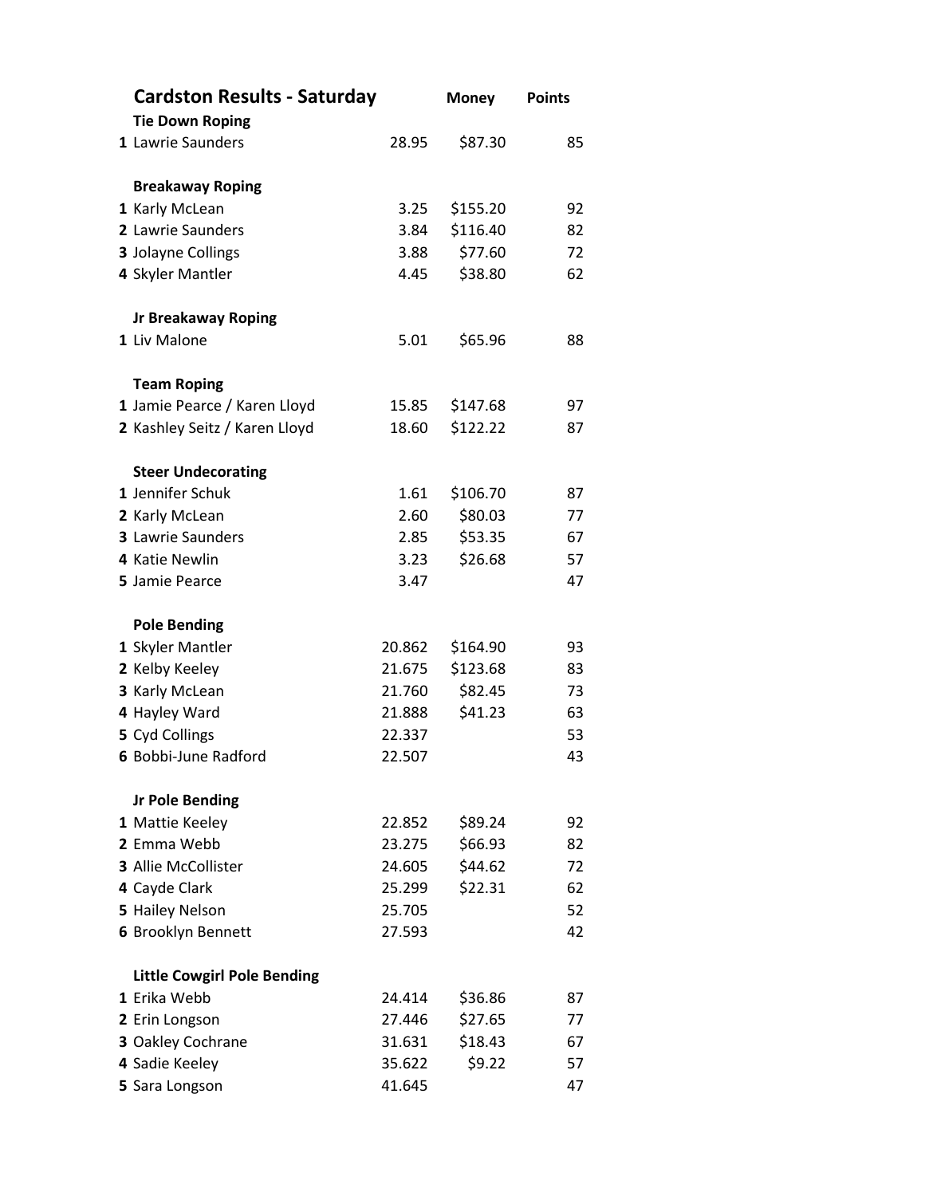# Cardston Results - Saturday

| | | | Money | Points |
|---|---|---|---|---|
| | **Tie Down Roping** | | | |
| **1** | Lawrie Saunders | 28.95 | $87.30 | 85 |
| | | | | |
| | **Breakaway Roping** | | | |
| **1** | Karly McLean | 3.25 | $155.20 | 92 |
| **2** | Lawrie Saunders | 3.84 | $116.40 | 82 |
| **3** | Jolayne Collings | 3.88 | $77.60 | 72 |
| **4** | Skyler Mantler | 4.45 | $38.80 | 62 |
| | | | | |
| | **Jr Breakaway Roping** | | | |
| **1** | Liv Malone | 5.01 | $65.96 | 88 |
| | | | | |
| | **Team Roping** | | | |
| **1** | Jamie Pearce / Karen Lloyd | 15.85 | $147.68 | 97 |
| **2** | Kashley Seitz / Karen Lloyd | 18.60 | $122.22 | 87 |
| | | | | |
| | **Steer Undecorating** | | | |
| **1** | Jennifer Schuk | 1.61 | $106.70 | 87 |
| **2** | Karly McLean | 2.60 | $80.03 | 77 |
| **3** | Lawrie Saunders | 2.85 | $53.35 | 67 |
| **4** | Katie Newlin | 3.23 | $26.68 | 57 |
| **5** | Jamie Pearce | 3.47 | | 47 |
| | | | | |
| | **Pole Bending** | | | |
| **1** | Skyler Mantler | 20.862 | $164.90 | 93 |
| **2** | Kelby Keeley | 21.675 | $123.68 | 83 |
| **3** | Karly McLean | 21.760 | $82.45 | 73 |
| **4** | Hayley Ward | 21.888 | $41.23 | 63 |
| **5** | Cyd Collings | 22.337 | | 53 |
| **6** | Bobbi-June Radford | 22.507 | | 43 |
| | | | | |
| | **Jr Pole Bending** | | | |
| **1** | Mattie Keeley | 22.852 | $89.24 | 92 |
| **2** | Emma Webb | 23.275 | $66.93 | 82 |
| **3** | Allie McCollister | 24.605 | $44.62 | 72 |
| **4** | Cayde Clark | 25.299 | $22.31 | 62 |
| **5** | Hailey Nelson | 25.705 | | 52 |
| **6** | Brooklyn Bennett | 27.593 | | 42 |
| | | | | |
| | **Little Cowgirl Pole Bending** | | | |
| **1** | Erika Webb | 24.414 | $36.86 | 87 |
| **2** | Erin Longson | 27.446 | $27.65 | 77 |
| **3** | Oakley Cochrane | 31.631 | $18.43 | 67 |
| **4** | Sadie Keeley | 35.622 | $9.22 | 57 |
| **5** | Sara Longson | 41.645 | | 47 |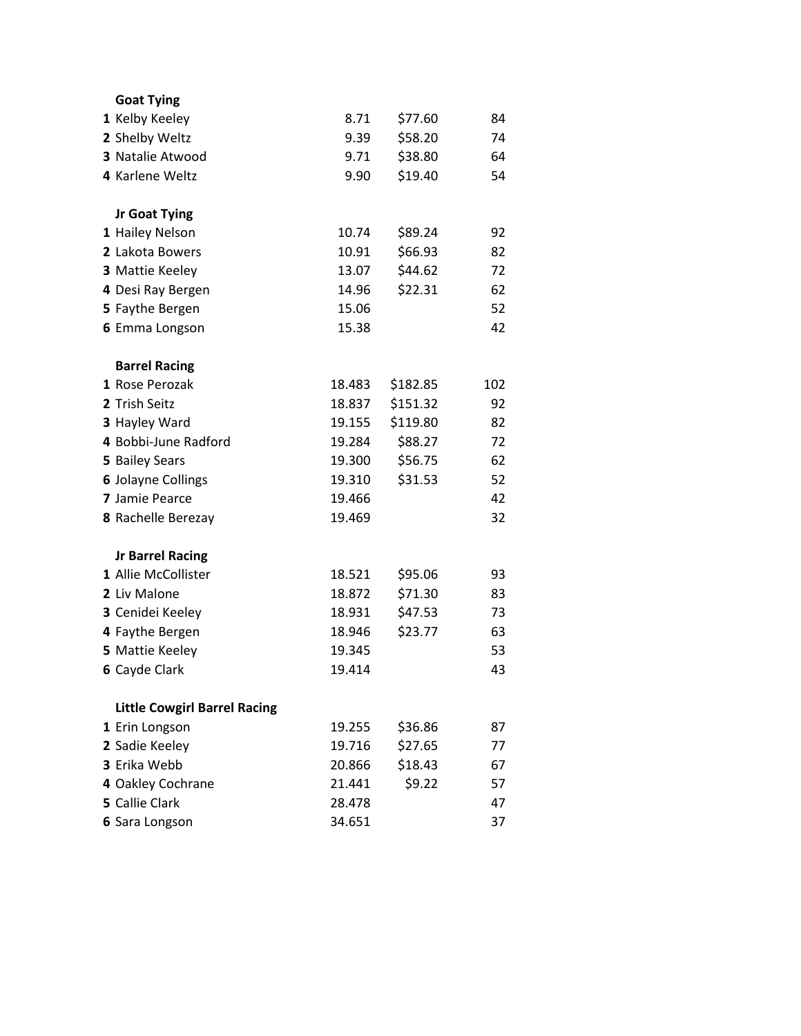**Goat Tying**

| | | | | |
|---|---|---|---|---|
| 1 | Kelby Keeley | 8.71 | $77.60 | 84 |
| 2 | Shelby Weltz | 9.39 | $58.20 | 74 |
| 3 | Natalie Atwood | 9.71 | $38.80 | 64 |
| 4 | Karlene Weltz | 9.90 | $19.40 | 54 |

**Jr Goat Tying**

| | | | | |
|---|---|---|---|---|
| 1 | Hailey Nelson | 10.74 | $89.24 | 92 |
| 2 | Lakota Bowers | 10.91 | $66.93 | 82 |
| 3 | Mattie Keeley | 13.07 | $44.62 | 72 |
| 4 | Desi Ray Bergen | 14.96 | $22.31 | 62 |
| 5 | Faythe Bergen | 15.06 | | 52 |
| 6 | Emma Longson | 15.38 | | 42 |

**Barrel Racing**

| | | | | |
|---|---|---|---|---|
| 1 | Rose Perozak | 18.483 | $182.85 | 102 |
| 2 | Trish Seitz | 18.837 | $151.32 | 92 |
| 3 | Hayley Ward | 19.155 | $119.80 | 82 |
| 4 | Bobbi-June Radford | 19.284 | $88.27 | 72 |
| 5 | Bailey Sears | 19.300 | $56.75 | 62 |
| 6 | Jolayne Collings | 19.310 | $31.53 | 52 |
| 7 | Jamie Pearce | 19.466 | | 42 |
| 8 | Rachelle Berezay | 19.469 | | 32 |

**Jr Barrel Racing**

| | | | | |
|---|---|---|---|---|
| 1 | Allie McCollister | 18.521 | $95.06 | 93 |
| 2 | Liv Malone | 18.872 | $71.30 | 83 |
| 3 | Cenidei Keeley | 18.931 | $47.53 | 73 |
| 4 | Faythe Bergen | 18.946 | $23.77 | 63 |
| 5 | Mattie Keeley | 19.345 | | 53 |
| 6 | Cayde Clark | 19.414 | | 43 |

**Little Cowgirl Barrel Racing**

| | | | | |
|---|---|---|---|---|
| 1 | Erin Longson | 19.255 | $36.86 | 87 |
| 2 | Sadie Keeley | 19.716 | $27.65 | 77 |
| 3 | Erika Webb | 20.866 | $18.43 | 67 |
| 4 | Oakley Cochrane | 21.441 | $9.22 | 57 |
| 5 | Callie Clark | 28.478 | | 47 |
| 6 | Sara Longson | 34.651 | | 37 |